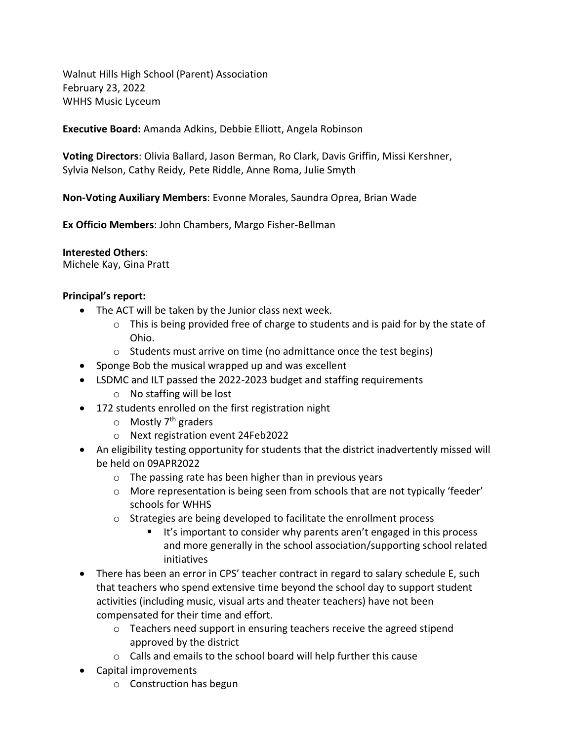Walnut Hills High School (Parent) Association
February 23, 2022
WHHS Music Lyceum

**Executive Board:** Amanda Adkins, Debbie Elliott, Angela Robinson

**Voting Directors**: Olivia Ballard, Jason Berman, Ro Clark, Davis Griffin, Missi Kershner, Sylvia Nelson, Cathy Reidy, Pete Riddle, Anne Roma, Julie Smyth

**Non-Voting Auxiliary Members**: Evonne Morales, Saundra Oprea, Brian Wade

**Ex Officio Members**: John Chambers, Margo Fisher-Bellman

**Interested Others**:
Michele Kay, Gina Pratt

**Principal's report:**

- The ACT will be taken by the Junior class next week.
  - This is being provided free of charge to students and is paid for by the state of Ohio.
  - Students must arrive on time (no admittance once the test begins)
- Sponge Bob the musical wrapped up and was excellent
- LSDMC and ILT passed the 2022-2023 budget and staffing requirements
  - No staffing will be lost
- 172 students enrolled on the first registration night
  - Mostly 7th graders
  - Next registration event 24Feb2022
- An eligibility testing opportunity for students that the district inadvertently missed will be held on 09APR2022
  - The passing rate has been higher than in previous years
  - More representation is being seen from schools that are not typically 'feeder' schools for WHHS
  - Strategies are being developed to facilitate the enrollment process
    - It's important to consider why parents aren't engaged in this process and more generally in the school association/supporting school related initiatives
- There has been an error in CPS' teacher contract in regard to salary schedule E, such that teachers who spend extensive time beyond the school day to support student activities (including music, visual arts and theater teachers) have not been compensated for their time and effort.
  - Teachers need support in ensuring teachers receive the agreed stipend approved by the district
  - Calls and emails to the school board will help further this cause
- Capital improvements
  - Construction has begun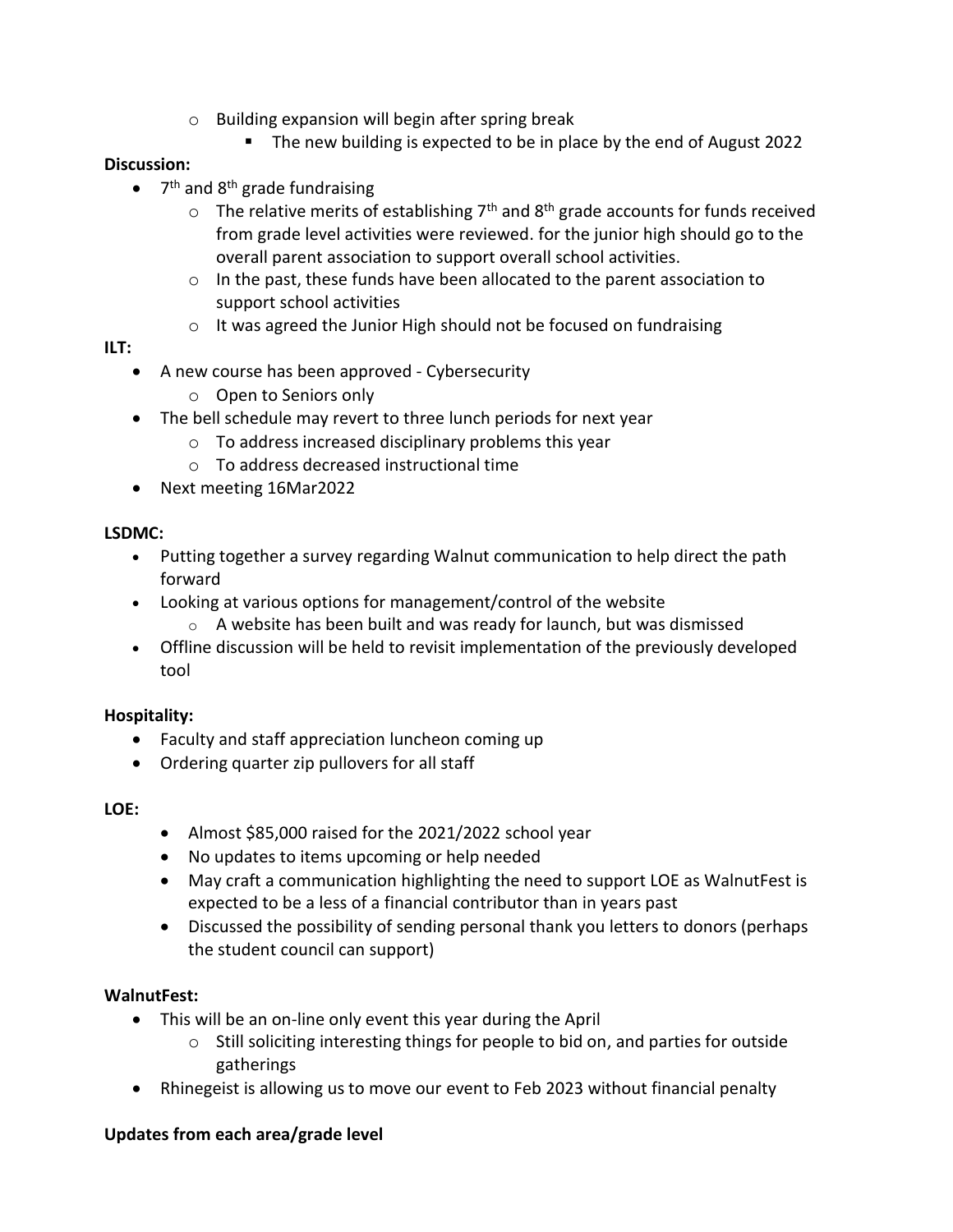- Building expansion will begin after spring break
    - The new building is expected to be in place by the end of August 2022

**Discussion:**

- 7th and 8th grade fundraising
  - The relative merits of establishing 7th and 8th grade accounts for funds received from grade level activities were reviewed. for the junior high should go to the overall parent association to support overall school activities.
  - In the past, these funds have been allocated to the parent association to support school activities
  - It was agreed the Junior High should not be focused on fundraising

**ILT:**

- A new course has been approved - Cybersecurity
  - Open to Seniors only
- The bell schedule may revert to three lunch periods for next year
  - To address increased disciplinary problems this year
  - To address decreased instructional time
- Next meeting 16Mar2022

**LSDMC:**

- Putting together a survey regarding Walnut communication to help direct the path forward
- Looking at various options for management/control of the website
  - A website has been built and was ready for launch, but was dismissed
- Offline discussion will be held to revisit implementation of the previously developed tool

**Hospitality:**

- Faculty and staff appreciation luncheon coming up
- Ordering quarter zip pullovers for all staff

**LOE:**

- Almost $85,000 raised for the 2021/2022 school year
- No updates to items upcoming or help needed
- May craft a communication highlighting the need to support LOE as WalnutFest is expected to be a less of a financial contributor than in years past
- Discussed the possibility of sending personal thank you letters to donors (perhaps the student council can support)

**WalnutFest:**

- This will be an on-line only event this year during the April
  - Still soliciting interesting things for people to bid on, and parties for outside gatherings
- Rhinegeist is allowing us to move our event to Feb 2023 without financial penalty

**Updates from each area/grade level**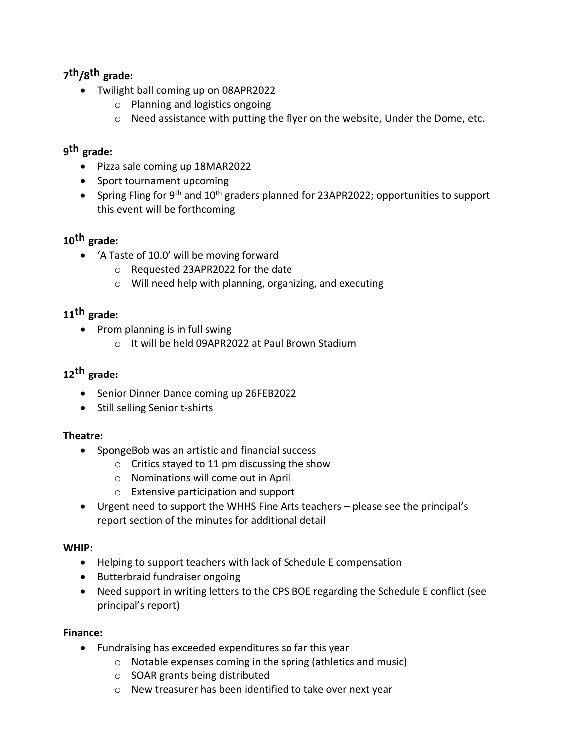**7th/8th grade:**

- Twilight ball coming up on 08APR2022
  - Planning and logistics ongoing
  - Need assistance with putting the flyer on the website, Under the Dome, etc.

**9th grade:**

- Pizza sale coming up 18MAR2022
- Sport tournament upcoming
- Spring Fling for 9th and 10th graders planned for 23APR2022; opportunities to support this event will be forthcoming

**10th grade:**

- 'A Taste of 10.0' will be moving forward
  - Requested 23APR2022 for the date
  - Will need help with planning, organizing, and executing

**11th grade:**

- Prom planning is in full swing
  - It will be held 09APR2022 at Paul Brown Stadium

**12th grade:**

- Senior Dinner Dance coming up 26FEB2022
- Still selling Senior t-shirts

**Theatre:**

- SpongeBob was an artistic and financial success
  - Critics stayed to 11 pm discussing the show
  - Nominations will come out in April
  - Extensive participation and support
- Urgent need to support the WHHS Fine Arts teachers – please see the principal's report section of the minutes for additional detail

**WHIP:**

- Helping to support teachers with lack of Schedule E compensation
- Butterbraid fundraiser ongoing
- Need support in writing letters to the CPS BOE regarding the Schedule E conflict (see principal's report)

**Finance:**

- Fundraising has exceeded expenditures so far this year
  - Notable expenses coming in the spring (athletics and music)
  - SOAR grants being distributed
  - New treasurer has been identified to take over next year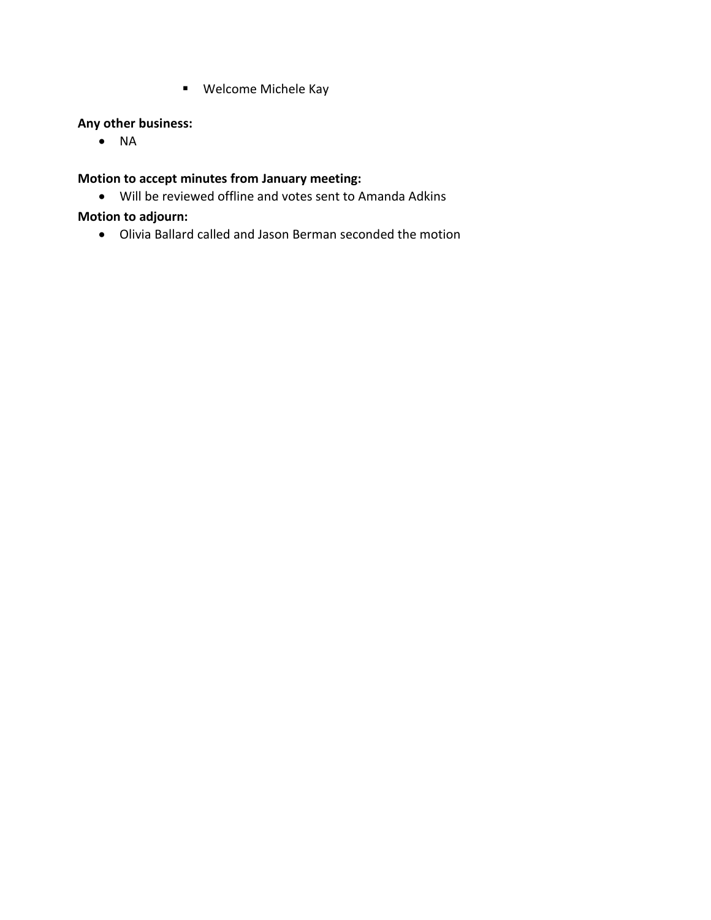- Welcome Michele Kay

**Any other business:**

- NA

**Motion to accept minutes from January meeting:**

- Will be reviewed offline and votes sent to Amanda Adkins

**Motion to adjourn:**

- Olivia Ballard called and Jason Berman seconded the motion